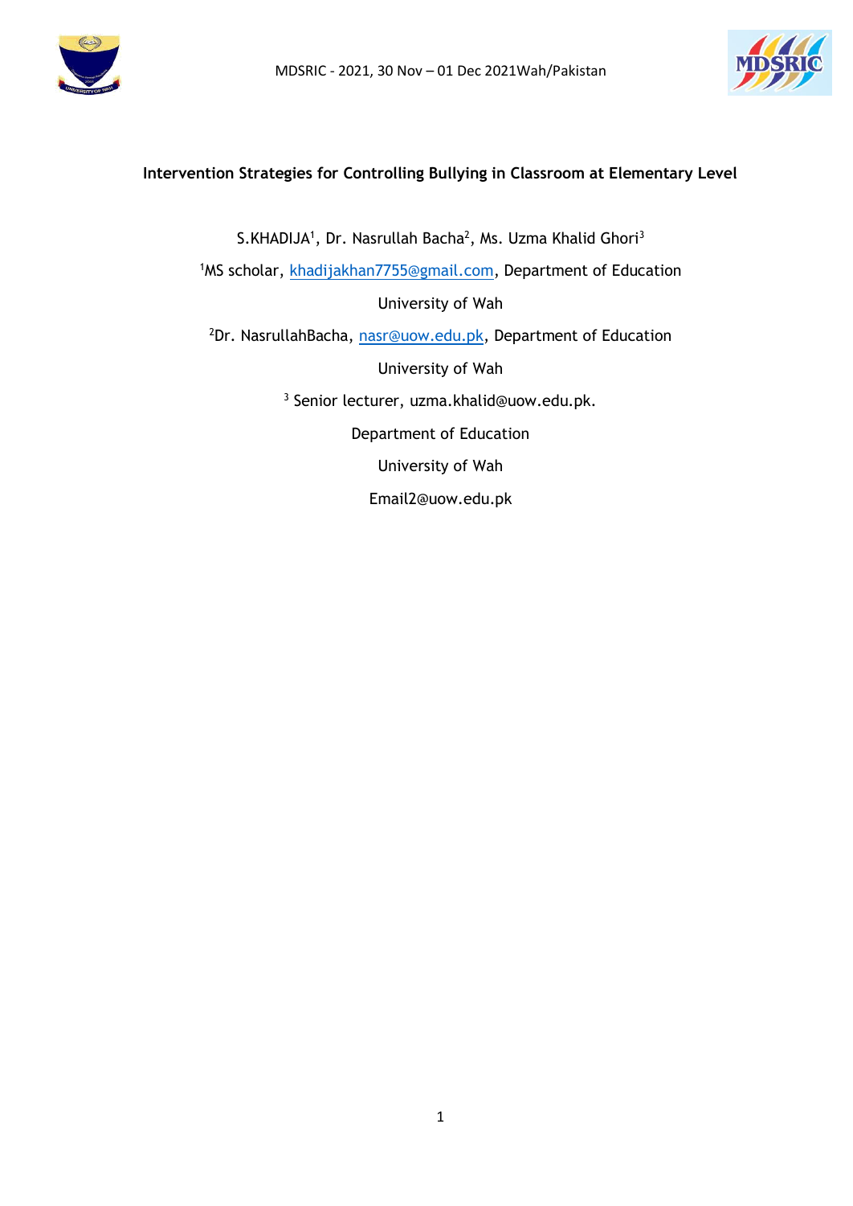# Intervention Strategies for Controlling Bullying in Classroom at Elementary Level

S.KHADIJA[1], Dr. Nasrullah Bacha[2], Ms. Uzma Khalid Ghori[3]

[1]MS scholar, khadijakhan7755@gmail.com, Department of Education

University of Wah

[2]Dr. NasrullahBacha, nasr@uow.edu.pk, Department of Education

University of Wah

[3] Senior lecturer, uzma.khalid@uow.edu.pk.

Department of Education

University of Wah

Email2@uow.edu.pk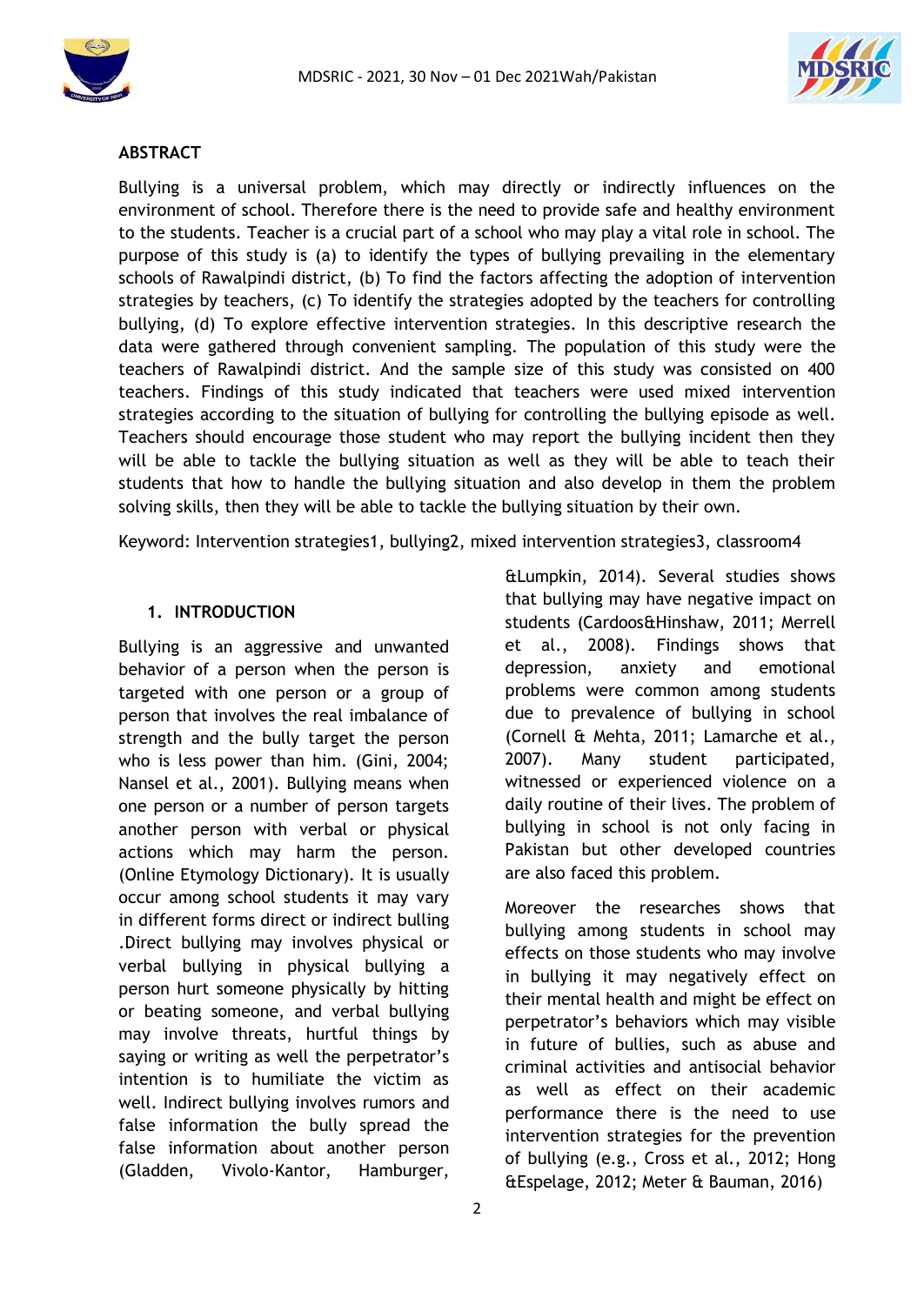## ABSTRACT

Bullying is a universal problem, which may directly or indirectly influences on the environment of school. Therefore there is the need to provide safe and healthy environment to the students. Teacher is a crucial part of a school who may play a vital role in school. The purpose of this study is (a) to identify the types of bullying prevailing in the elementary schools of Rawalpindi district, (b) To find the factors affecting the adoption of intervention strategies by teachers, (c) To identify the strategies adopted by the teachers for controlling bullying, (d) To explore effective intervention strategies. In this descriptive research the data were gathered through convenient sampling. The population of this study were the teachers of Rawalpindi district. And the sample size of this study was consisted on 400 teachers. Findings of this study indicated that teachers were used mixed intervention strategies according to the situation of bullying for controlling the bullying episode as well. Teachers should encourage those student who may report the bullying incident then they will be able to tackle the bullying situation as well as they will be able to teach their students that how to handle the bullying situation and also develop in them the problem solving skills, then they will be able to tackle the bullying situation by their own.

Keyword: Intervention strategies1, bullying2, mixed intervention strategies3, classroom4

## 1. INTRODUCTION

Bullying is an aggressive and unwanted behavior of a person when the person is targeted with one person or a group of person that involves the real imbalance of strength and the bully target the person who is less power than him. (Gini, 2004; Nansel et al., 2001). Bullying means when one person or a number of person targets another person with verbal or physical actions which may harm the person. (Online Etymology Dictionary). It is usually occur among school students it may vary in different forms direct or indirect bulling .Direct bullying may involves physical or verbal bullying in physical bullying a person hurt someone physically by hitting or beating someone, and verbal bullying may involve threats, hurtful things by saying or writing as well the perpetrator's intention is to humiliate the victim as well. Indirect bullying involves rumors and false information the bully spread the false information about another person (Gladden, Vivolo-Kantor, Hamburger, &Lumpkin, 2014). Several studies shows that bullying may have negative impact on students (Cardoos&Hinshaw, 2011; Merrell et al., 2008). Findings shows that depression, anxiety and emotional problems were common among students due to prevalence of bullying in school (Cornell & Mehta, 2011; Lamarche et al., 2007). Many student participated, witnessed or experienced violence on a daily routine of their lives. The problem of bullying in school is not only facing in Pakistan but other developed countries are also faced this problem.

Moreover the researches shows that bullying among students in school may effects on those students who may involve in bullying it may negatively effect on their mental health and might be effect on perpetrator's behaviors which may visible in future of bullies, such as abuse and criminal activities and antisocial behavior as well as effect on their academic performance there is the need to use intervention strategies for the prevention of bullying (e.g., Cross et al., 2012; Hong &Espelage, 2012; Meter & Bauman, 2016)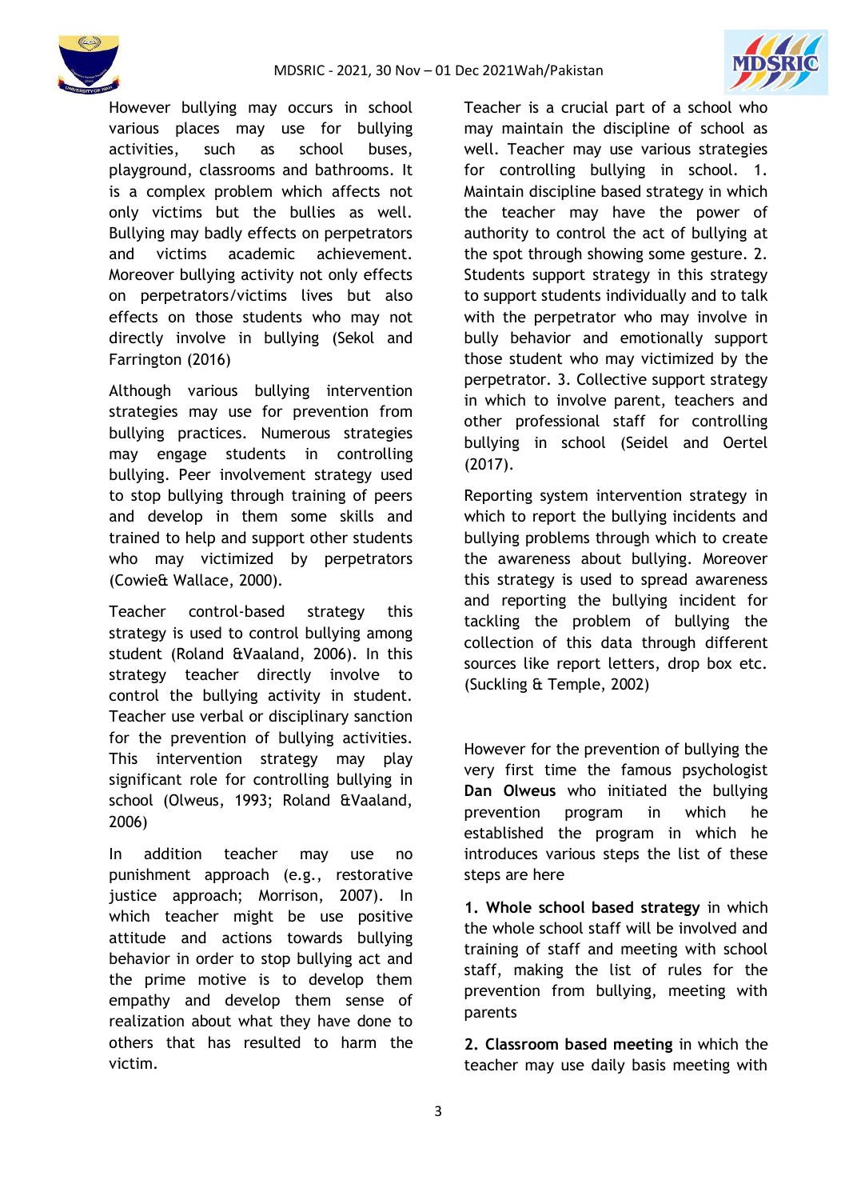However bullying may occurs in school various places may use for bullying activities, such as school buses, playground, classrooms and bathrooms. It is a complex problem which affects not only victims but the bullies as well. Bullying may badly effects on perpetrators and victims academic achievement. Moreover bullying activity not only effects on perpetrators/victims lives but also effects on those students who may not directly involve in bullying (Sekol and Farrington (2016)

Although various bullying intervention strategies may use for prevention from bullying practices. Numerous strategies may engage students in controlling bullying. Peer involvement strategy used to stop bullying through training of peers and develop in them some skills and trained to help and support other students who may victimized by perpetrators (Cowie& Wallace, 2000).

Teacher control-based strategy this strategy is used to control bullying among student (Roland &Vaaland, 2006). In this strategy teacher directly involve to control the bullying activity in student. Teacher use verbal or disciplinary sanction for the prevention of bullying activities. This intervention strategy may play significant role for controlling bullying in school (Olweus, 1993; Roland &Vaaland, 2006)

In addition teacher may use no punishment approach (e.g., restorative justice approach; Morrison, 2007). In which teacher might be use positive attitude and actions towards bullying behavior in order to stop bullying act and the prime motive is to develop them empathy and develop them sense of realization about what they have done to others that has resulted to harm the victim.

Teacher is a crucial part of a school who may maintain the discipline of school as well. Teacher may use various strategies for controlling bullying in school. 1. Maintain discipline based strategy in which the teacher may have the power of authority to control the act of bullying at the spot through showing some gesture. 2. Students support strategy in this strategy to support students individually and to talk with the perpetrator who may involve in bully behavior and emotionally support those student who may victimized by the perpetrator. 3. Collective support strategy in which to involve parent, teachers and other professional staff for controlling bullying in school (Seidel and Oertel (2017).

Reporting system intervention strategy in which to report the bullying incidents and bullying problems through which to create the awareness about bullying. Moreover this strategy is used to spread awareness and reporting the bullying incident for tackling the problem of bullying the collection of this data through different sources like report letters, drop box etc. (Suckling & Temple, 2002)

However for the prevention of bullying the very first time the famous psychologist **Dan Olweus** who initiated the bullying prevention program in which he established the program in which he introduces various steps the list of these steps are here

**1. Whole school based strategy** in which the whole school staff will be involved and training of staff and meeting with school staff, making the list of rules for the prevention from bullying, meeting with parents

**2. Classroom based meeting** in which the teacher may use daily basis meeting with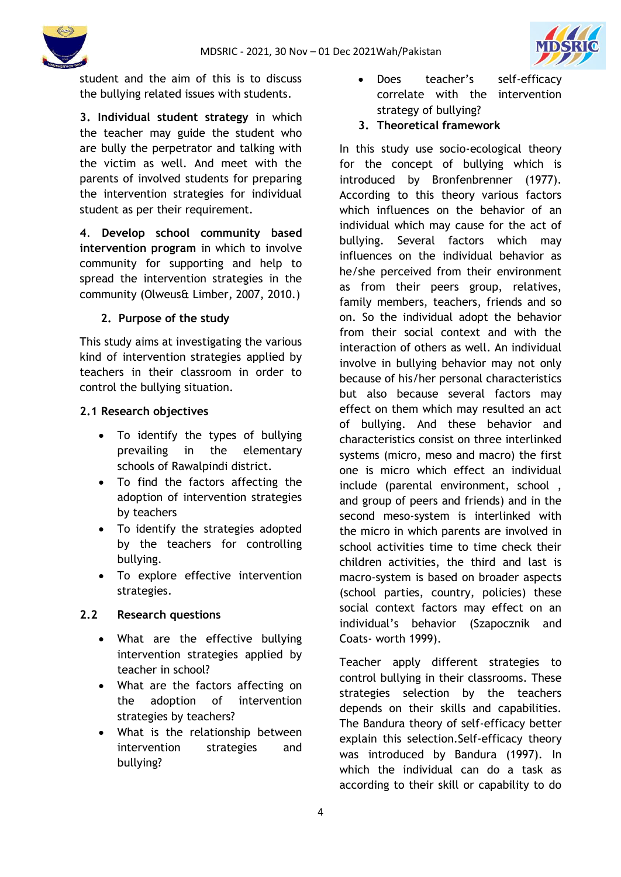student and the aim of this is to discuss the bullying related issues with students.

**3. Individual student strategy** in which the teacher may guide the student who are bully the perpetrator and talking with the victim as well. And meet with the parents of involved students for preparing the intervention strategies for individual student as per their requirement.

**4. Develop school community based intervention program** in which to involve community for supporting and help to spread the intervention strategies in the community (Olweus& Limber, 2007, 2010.)

## 2. Purpose of the study

This study aims at investigating the various kind of intervention strategies applied by teachers in their classroom in order to control the bullying situation.

### 2.1 Research objectives

- To identify the types of bullying prevailing in the elementary schools of Rawalpindi district.
- To find the factors affecting the adoption of intervention strategies by teachers
- To identify the strategies adopted by the teachers for controlling bullying.
- To explore effective intervention strategies.

### 2.2 Research questions

- What are the effective bullying intervention strategies applied by teacher in school?
- What are the factors affecting on the adoption of intervention strategies by teachers?
- What is the relationship between intervention strategies and bullying?
- Does teacher's self-efficacy correlate with the intervention strategy of bullying?

## 3. Theoretical framework

In this study use socio-ecological theory for the concept of bullying which is introduced by Bronfenbrenner (1977). According to this theory various factors which influences on the behavior of an individual which may cause for the act of bullying. Several factors which may influences on the individual behavior as he/she perceived from their environment as from their peers group, relatives, family members, teachers, friends and so on. So the individual adopt the behavior from their social context and with the interaction of others as well. An individual involve in bullying behavior may not only because of his/her personal characteristics but also because several factors may effect on them which may resulted an act of bullying. And these behavior and characteristics consist on three interlinked systems (micro, meso and macro) the first one is micro which effect an individual include (parental environment, school , and group of peers and friends) and in the second meso-system is interlinked with the micro in which parents are involved in school activities time to time check their children activities, the third and last is macro-system is based on broader aspects (school parties, country, policies) these social context factors may effect on an individual's behavior (Szapocznik and Coats- worth 1999).

Teacher apply different strategies to control bullying in their classrooms. These strategies selection by the teachers depends on their skills and capabilities. The Bandura theory of self-efficacy better explain this selection.Self-efficacy theory was introduced by Bandura (1997). In which the individual can do a task as according to their skill or capability to do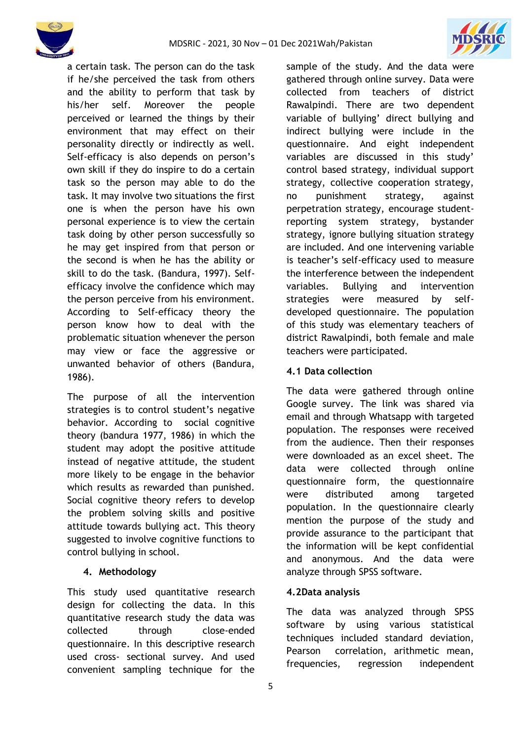a certain task. The person can do the task if he/she perceived the task from others and the ability to perform that task by his/her self. Moreover the people perceived or learned the things by their environment that may effect on their personality directly or indirectly as well. Self-efficacy is also depends on person's own skill if they do inspire to do a certain task so the person may able to do the task. It may involve two situations the first one is when the person have his own personal experience is to view the certain task doing by other person successfully so he may get inspired from that person or the second is when he has the ability or skill to do the task. (Bandura, 1997). Self-efficacy involve the confidence which may the person perceive from his environment. According to Self-efficacy theory the person know how to deal with the problematic situation whenever the person may view or face the aggressive or unwanted behavior of others (Bandura, 1986).

The purpose of all the intervention strategies is to control student's negative behavior. According to social cognitive theory (bandura 1977, 1986) in which the student may adopt the positive attitude instead of negative attitude, the student more likely to be engage in the behavior which results as rewarded than punished. Social cognitive theory refers to develop the problem solving skills and positive attitude towards bullying act. This theory suggested to involve cognitive functions to control bullying in school.

## 4. Methodology

This study used quantitative research design for collecting the data. In this quantitative research study the data was collected through close-ended questionnaire. In this descriptive research used cross- sectional survey. And used convenient sampling technique for the sample of the study. And the data were gathered through online survey. Data were collected from teachers of district Rawalpindi. There are two dependent variable of bullying' direct bullying and indirect bullying were include in the questionnaire. And eight independent variables are discussed in this study' control based strategy, individual support strategy, collective cooperation strategy, no punishment strategy, against perpetration strategy, encourage student-reporting system strategy, bystander strategy, ignore bullying situation strategy are included. And one intervening variable is teacher's self-efficacy used to measure the interference between the independent variables. Bullying and intervention strategies were measured by self-developed questionnaire. The population of this study was elementary teachers of district Rawalpindi, both female and male teachers were participated.

### 4.1 Data collection

The data were gathered through online Google survey. The link was shared via email and through Whatsapp with targeted population. The responses were received from the audience. Then their responses were downloaded as an excel sheet. The data were collected through online questionnaire form, the questionnaire were distributed among targeted population. In the questionnaire clearly mention the purpose of the study and provide assurance to the participant that the information will be kept confidential and anonymous. And the data were analyze through SPSS software.

### 4.2Data analysis

The data was analyzed through SPSS software by using various statistical techniques included standard deviation, Pearson correlation, arithmetic mean, frequencies, regression independent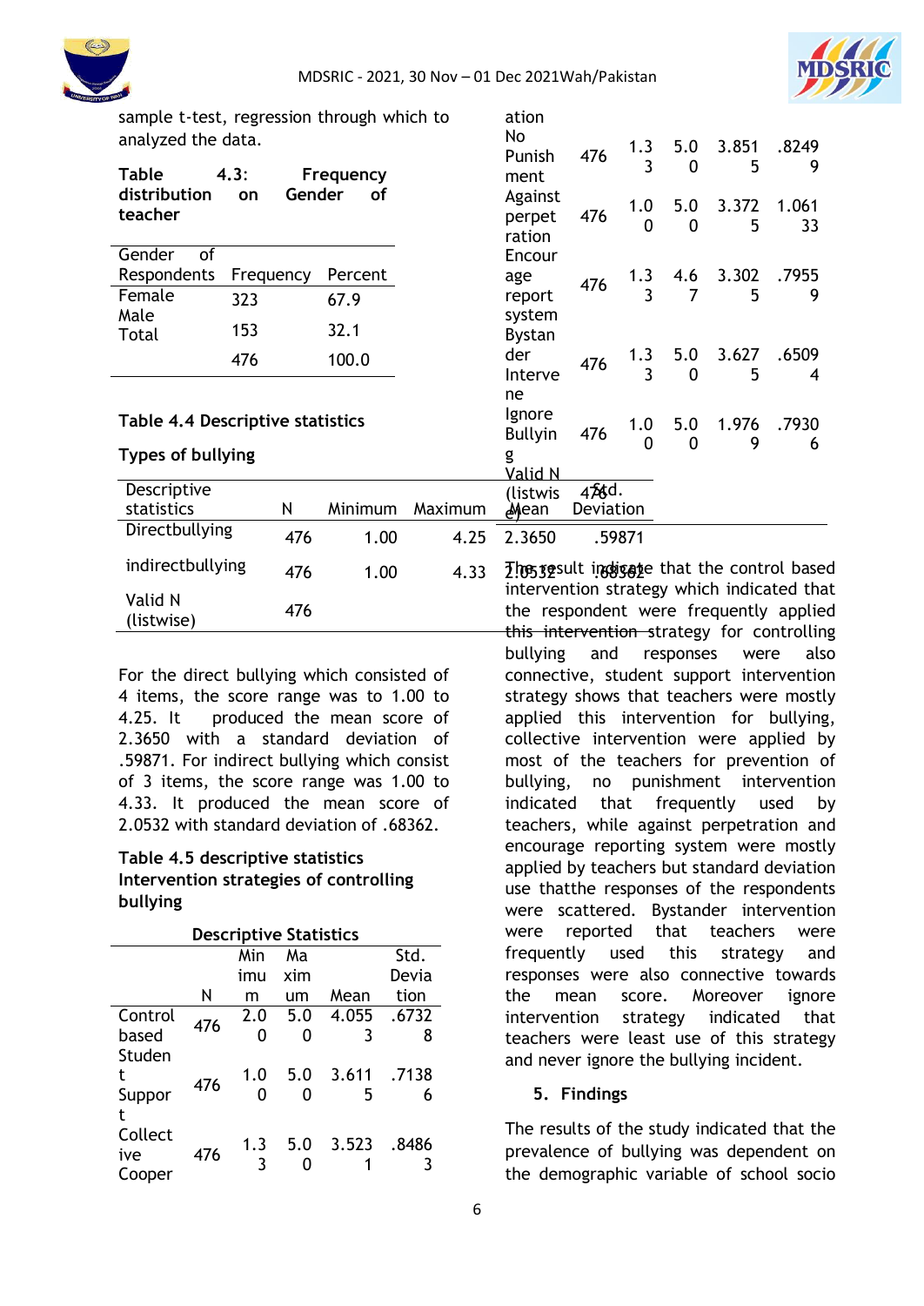sample t-test, regression through which to analyzed the data.

**Table 4.3: Frequency distribution on Gender of teacher**

| Gender of Respondents | Frequency | Percent |
|---|---|---|
| Female | 323 | 67.9 |
| Male | 153 | 32.1 |
| Total | 476 | 100.0 |

**Table 4.4 Descriptive statistics**

**Types of bullying**

| Descriptive statistics | N | Minimum | Maximum | Mean | Std. Deviation |
|---|---|---|---|---|---|
| Directbullying | 476 | 1.00 | 4.25 | 2.3650 | .59871 |
| indirectbullying | 476 | 1.00 | 4.33 | 2.0532 | .68362 |
| Valid N (listwise) | 476 | | | | |

For the direct bullying which consisted of 4 items, the score range was to 1.00 to 4.25. It produced the mean score of 2.3650 with a standard deviation of .59871. For indirect bullying which consist of 3 items, the score range was 1.00 to 4.33. It produced the mean score of 2.0532 with standard deviation of .68362.

**Table 4.5 descriptive statistics Intervention strategies of controlling bullying**

**Descriptive Statistics**

| | N | Minimum | Maximum | Mean | Std. Deviation |
|---|---|---|---|---|---|
| Control based | 476 | 2.00 | 5.00 | 4.0553 | .67328 |
| Student Support | 476 | 1.00 | 5.00 | 3.6115 | .71386 |
| Collective Cooperation | 476 | 1.33 | 5.00 | 3.5231 | .84863 |
| No Punishment | 476 | 1.33 | 5.00 | 3.8515 | .82499 |
| Against perpetration | 476 | 1.00 | 5.00 | 3.3725 | 1.06133 |
| Encourage report system | 476 | 1.33 | 4.67 | 3.3025 | .79559 |
| Bystander Intervene | 476 | 1.33 | 5.00 | 3.6275 | .65094 |
| Ignore Bullying | 476 | 1.00 | 5.00 | 1.9769 | .79306 |
| Valid N (listwise) | 476 | | | | |

The result indicate that the control based intervention strategy which indicated that the respondent were frequently applied this intervention strategy for controlling bullying and responses were also connective, student support intervention strategy shows that teachers were mostly applied this intervention for bullying, collective intervention were applied by most of the teachers for prevention of bullying, no punishment intervention indicated that frequently used by teachers, while against perpetration and encourage reporting system were mostly applied by teachers but standard deviation use thatthe responses of the respondents were scattered. Bystander intervention were reported that teachers were frequently used this strategy and responses were also connective towards the mean score. Moreover ignore intervention strategy indicated that teachers were least use of this strategy and never ignore the bullying incident.

## 5. Findings

The results of the study indicated that the prevalence of bullying was dependent on the demographic variable of school socio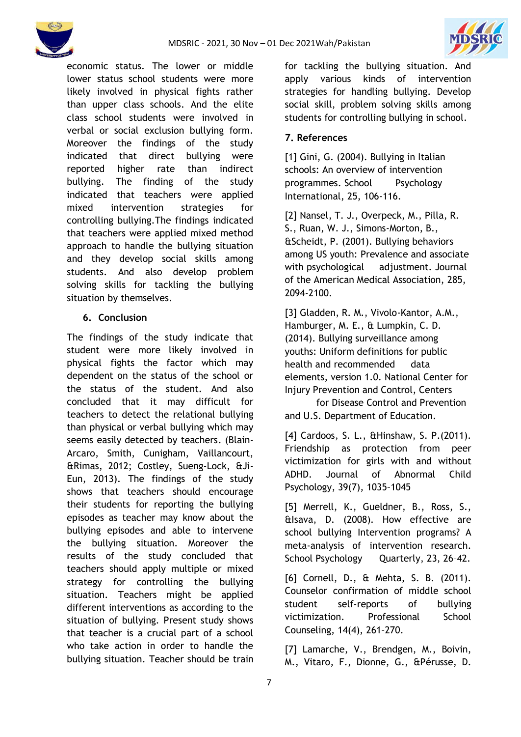economic status. The lower or middle lower status school students were more likely involved in physical fights rather than upper class schools. And the elite class school students were involved in verbal or social exclusion bullying form. Moreover the findings of the study indicated that direct bullying were reported higher rate than indirect bullying. The finding of the study indicated that teachers were applied mixed intervention strategies for controlling bullying.The findings indicated that teachers were applied mixed method approach to handle the bullying situation and they develop social skills among students. And also develop problem solving skills for tackling the bullying situation by themselves.

## 6. Conclusion

The findings of the study indicate that student were more likely involved in physical fights the factor which may dependent on the status of the school or the status of the student. And also concluded that it may difficult for teachers to detect the relational bullying than physical or verbal bullying which may seems easily detected by teachers. (Blain-Arcaro, Smith, Cunigham, Vaillancourt, &Rimas, 2012; Costley, Sueng-Lock, &Ji-Eun, 2013). The findings of the study shows that teachers should encourage their students for reporting the bullying episodes as teacher may know about the bullying episodes and able to intervene the bullying situation. Moreover the results of the study concluded that teachers should apply multiple or mixed strategy for controlling the bullying situation. Teachers might be applied different interventions as according to the situation of bullying. Present study shows that teacher is a crucial part of a school who take action in order to handle the bullying situation. Teacher should be train for tackling the bullying situation. And apply various kinds of intervention strategies for handling bullying. Develop social skill, problem solving skills among students for controlling bullying in school.

## 7. References

[1] Gini, G. (2004). Bullying in Italian schools: An overview of intervention programmes. School Psychology International, 25, 106-116.

[2] Nansel, T. J., Overpeck, M., Pilla, R. S., Ruan, W. J., Simons-Morton, B., &Scheidt, P. (2001). Bullying behaviors among US youth: Prevalence and associate with psychological adjustment. Journal of the American Medical Association, 285, 2094-2100.

[3] Gladden, R. M., Vivolo-Kantor, A.M., Hamburger, M. E., & Lumpkin, C. D. (2014). Bullying surveillance among youths: Uniform definitions for public health and recommended data elements, version 1.0. National Center for Injury Prevention and Control, Centers for Disease Control and Prevention and U.S. Department of Education.

[4] Cardoos, S. L., &Hinshaw, S. P.(2011). Friendship as protection from peer victimization for girls with and without ADHD. Journal of Abnormal Child Psychology, 39(7), 1035–1045

[5] Merrell, K., Gueldner, B., Ross, S., &Isava, D. (2008). How effective are school bullying Intervention programs? A meta-analysis of intervention research. School Psychology Quarterly, 23, 26–42.

[6] Cornell, D., & Mehta, S. B. (2011). Counselor confirmation of middle school student self-reports of bullying victimization. Professional School Counseling, 14(4), 261–270.

[7] Lamarche, V., Brendgen, M., Boivin, M., Vitaro, F., Dionne, G., &Pérusse, D.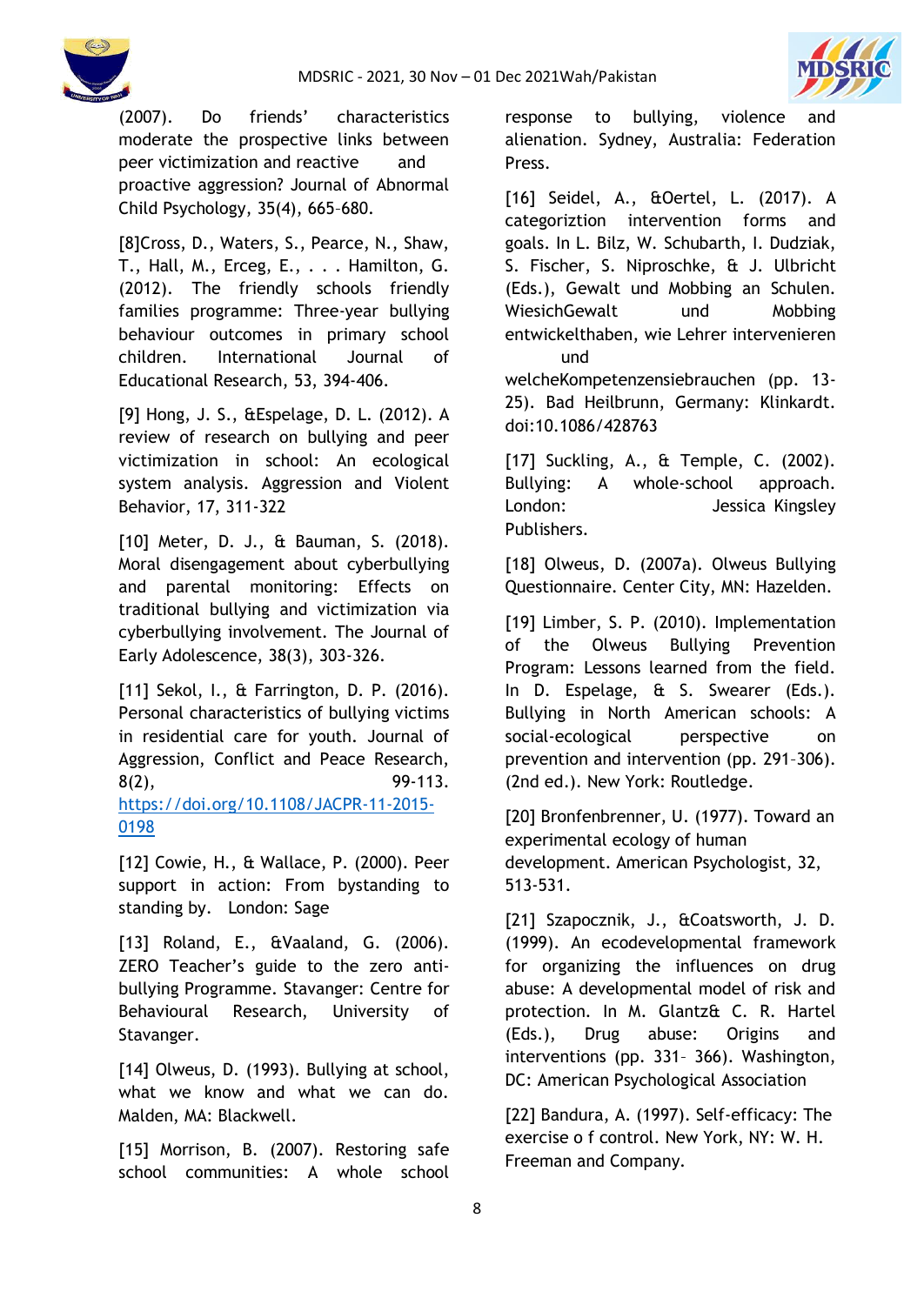(2007). Do friends' characteristics moderate the prospective links between peer victimization and reactive and proactive aggression? Journal of Abnormal Child Psychology, 35(4), 665-680.

[8]Cross, D., Waters, S., Pearce, N., Shaw, T., Hall, M., Erceg, E., . . . Hamilton, G. (2012). The friendly schools friendly families programme: Three-year bullying behaviour outcomes in primary school children. International Journal of Educational Research, 53, 394-406.

[9] Hong, J. S., &Espelage, D. L. (2012). A review of research on bullying and peer victimization in school: An ecological system analysis. Aggression and Violent Behavior, 17, 311-322

[10] Meter, D. J., & Bauman, S. (2018). Moral disengagement about cyberbullying and parental monitoring: Effects on traditional bullying and victimization via cyberbullying involvement. The Journal of Early Adolescence, 38(3), 303-326.

[11] Sekol, I., & Farrington, D. P. (2016). Personal characteristics of bullying victims in residential care for youth. Journal of Aggression, Conflict and Peace Research, 8(2), 99-113. https://doi.org/10.1108/JACPR-11-2015-0198

[12] Cowie, H., & Wallace, P. (2000). Peer support in action: From bystanding to standing by. London: Sage

[13] Roland, E., &Vaaland, G. (2006). ZERO Teacher's guide to the zero anti-bullying Programme. Stavanger: Centre for Behavioural Research, University of Stavanger.

[14] Olweus, D. (1993). Bullying at school, what we know and what we can do. Malden, MA: Blackwell.

[15] Morrison, B. (2007). Restoring safe school communities: A whole school response to bullying, violence and alienation. Sydney, Australia: Federation Press.

[16] Seidel, A., &Oertel, L. (2017). A categoriztion intervention forms and goals. In L. Bilz, W. Schubarth, I. Dudziak, S. Fischer, S. Niproschke, & J. Ulbricht (Eds.), Gewalt und Mobbing an Schulen. WiesichGewalt und Mobbing entwickelthaben, wie Lehrer intervenieren und welcheKompetenzensiebrauchen (pp. 13-25). Bad Heilbrunn, Germany: Klinkardt. doi:10.1086/428763

[17] Suckling, A., & Temple, C. (2002). Bullying: A whole-school approach. London: Jessica Kingsley Publishers.

[18] Olweus, D. (2007a). Olweus Bullying Questionnaire. Center City, MN: Hazelden.

[19] Limber, S. P. (2010). Implementation of the Olweus Bullying Prevention Program: Lessons learned from the field. In D. Espelage, & S. Swearer (Eds.). Bullying in North American schools: A social-ecological perspective on prevention and intervention (pp. 291–306). (2nd ed.). New York: Routledge.

[20] Bronfenbrenner, U. (1977). Toward an experimental ecology of human development. American Psychologist, 32, 513-531.

[21] Szapocznik, J., &Coatsworth, J. D. (1999). An ecodevelopmental framework for organizing the influences on drug abuse: A developmental model of risk and protection. In M. Glantz& C. R. Hartel (Eds.), Drug abuse: Origins and interventions (pp. 331– 366). Washington, DC: American Psychological Association

[22] Bandura, A. (1997). Self-efficacy: The exercise o f control. New York, NY: W. H. Freeman and Company.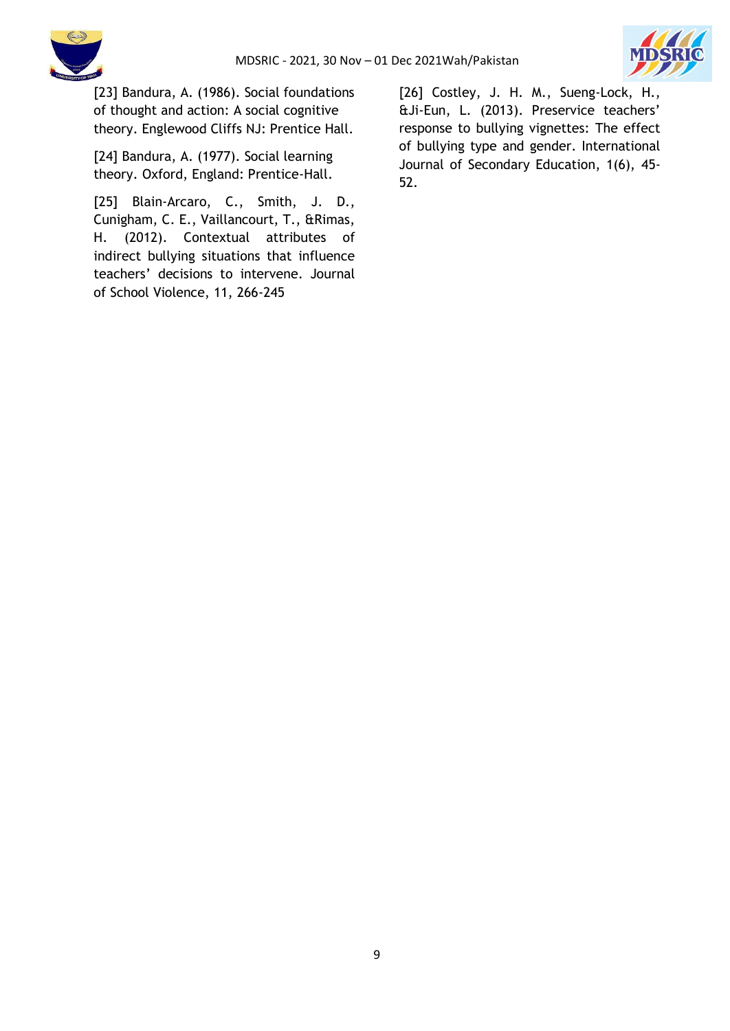[23] Bandura, A. (1986). Social foundations of thought and action: A social cognitive theory. Englewood Cliffs NJ: Prentice Hall.

[24] Bandura, A. (1977). Social learning theory. Oxford, England: Prentice-Hall.

[25] Blain-Arcaro, C., Smith, J. D., Cunigham, C. E., Vaillancourt, T., &Rimas, H. (2012). Contextual attributes of indirect bullying situations that influence teachers' decisions to intervene. Journal of School Violence, 11, 266-245

[26] Costley, J. H. M., Sueng-Lock, H., &Ji-Eun, L. (2013). Preservice teachers' response to bullying vignettes: The effect of bullying type and gender. International Journal of Secondary Education, 1(6), 45-52.